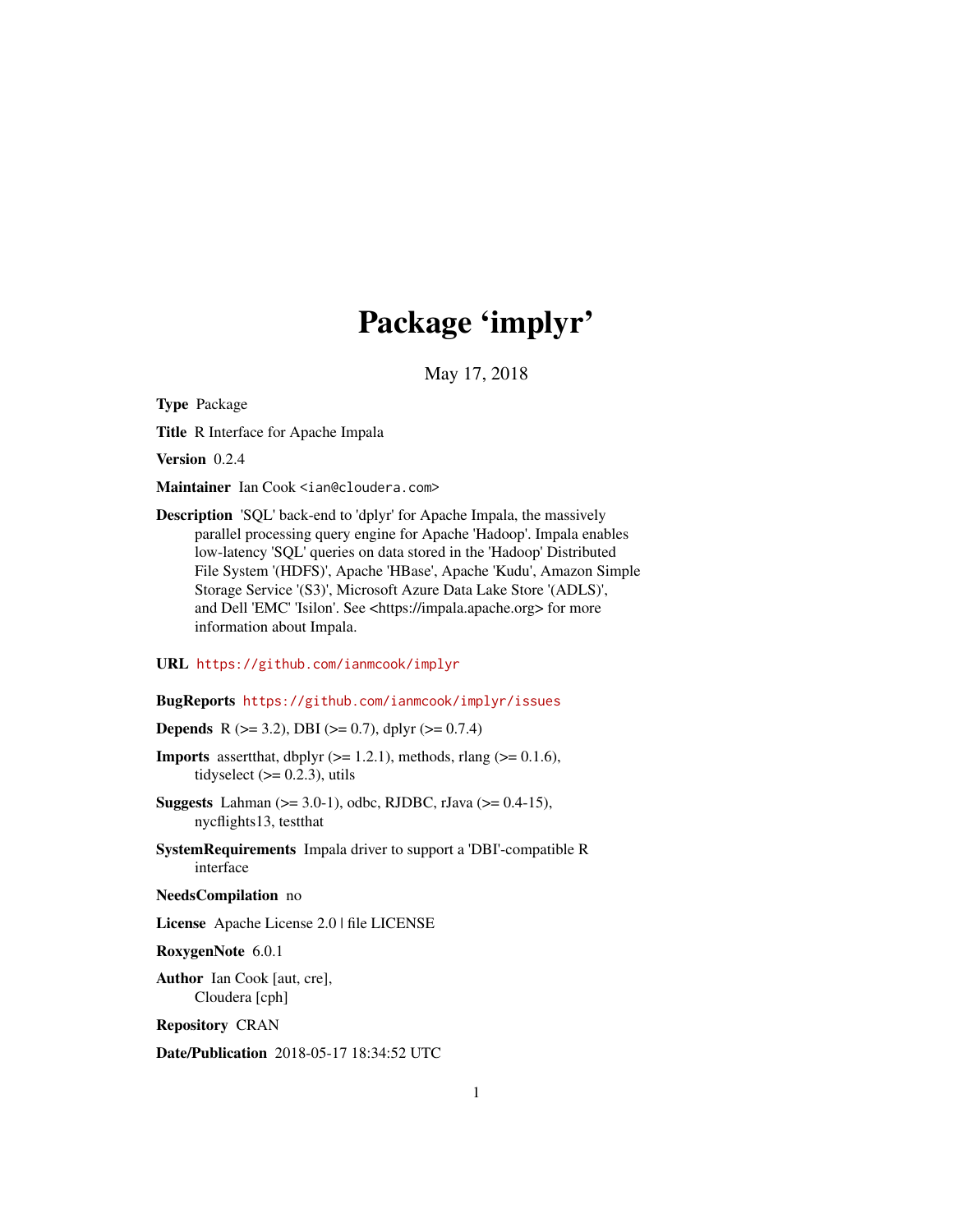# Package 'implyr'

May 17, 2018

**Type** Package

**Title** R Interface for Apache Impala

**Version** 0.2.4

**Maintainer** Ian Cook <ian@cloudera.com>

**Description** 'SQL' back-end to 'dplyr' for Apache Impala, the massively parallel processing query engine for Apache 'Hadoop'. Impala enables low-latency 'SQL' queries on data stored in the 'Hadoop' Distributed File System '(HDFS)', Apache 'HBase', Apache 'Kudu', Amazon Simple Storage Service '(S3)', Microsoft Azure Data Lake Store '(ADLS)', and Dell 'EMC' 'Isilon'. See <https://impala.apache.org> for more information about Impala.

**URL** https://github.com/ianmcook/implyr

**BugReports** https://github.com/ianmcook/implyr/issues

**Depends** R (>= 3.2), DBI (>= 0.7), dplyr (>= 0.7.4)

**Imports** assertthat, dbplyr (>= 1.2.1), methods, rlang (>= 0.1.6), tidyselect (>= 0.2.3), utils

**Suggests** Lahman (>= 3.0-1), odbc, RJDBC, rJava (>= 0.4-15), nycflights13, testthat

**SystemRequirements** Impala driver to support a 'DBI'-compatible R interface

**NeedsCompilation** no

**License** Apache License 2.0 | file LICENSE

**RoxygenNote** 6.0.1

**Author** Ian Cook [aut, cre], Cloudera [cph]

**Repository** CRAN

**Date/Publication** 2018-05-17 18:34:52 UTC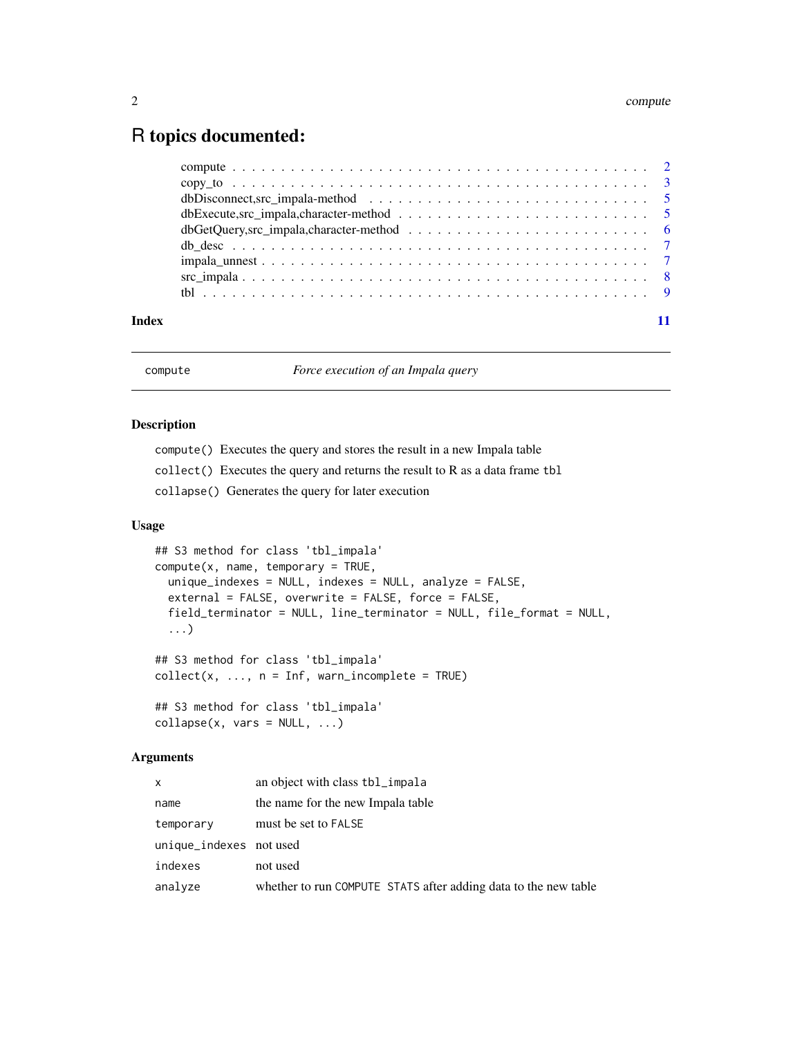# R topics documented:

| | |
|---|---|
| compute | 2 |
| copy_to | 3 |
| dbDisconnect,src_impala-method | 5 |
| dbExecute,src_impala,character-method | 5 |
| dbGetQuery,src_impala,character-method | 6 |
| db_desc | 7 |
| impala_unnest | 7 |
| src_impala | 8 |
| tbl | 9 |

**Index** **11**

---

## compute — *Force execution of an Impala query*

### Description

`compute()` Executes the query and stores the result in a new Impala table

`collect()` Executes the query and returns the result to R as a data frame `tbl`

`collapse()` Generates the query for later execution

### Usage

```
## S3 method for class 'tbl_impala'
compute(x, name, temporary = TRUE,
  unique_indexes = NULL, indexes = NULL, analyze = FALSE,
  external = FALSE, overwrite = FALSE, force = FALSE,
  field_terminator = NULL, line_terminator = NULL, file_format = NULL,
  ...)

## S3 method for class 'tbl_impala'
collect(x, ..., n = Inf, warn_incomplete = TRUE)

## S3 method for class 'tbl_impala'
collapse(x, vars = NULL, ...)
```

### Arguments

| | |
|---|---|
| `x` | an object with class `tbl_impala` |
| `name` | the name for the new Impala table |
| `temporary` | must be set to `FALSE` |
| `unique_indexes` | not used |
| `indexes` | not used |
| `analyze` | whether to run `COMPUTE STATS` after adding data to the new table |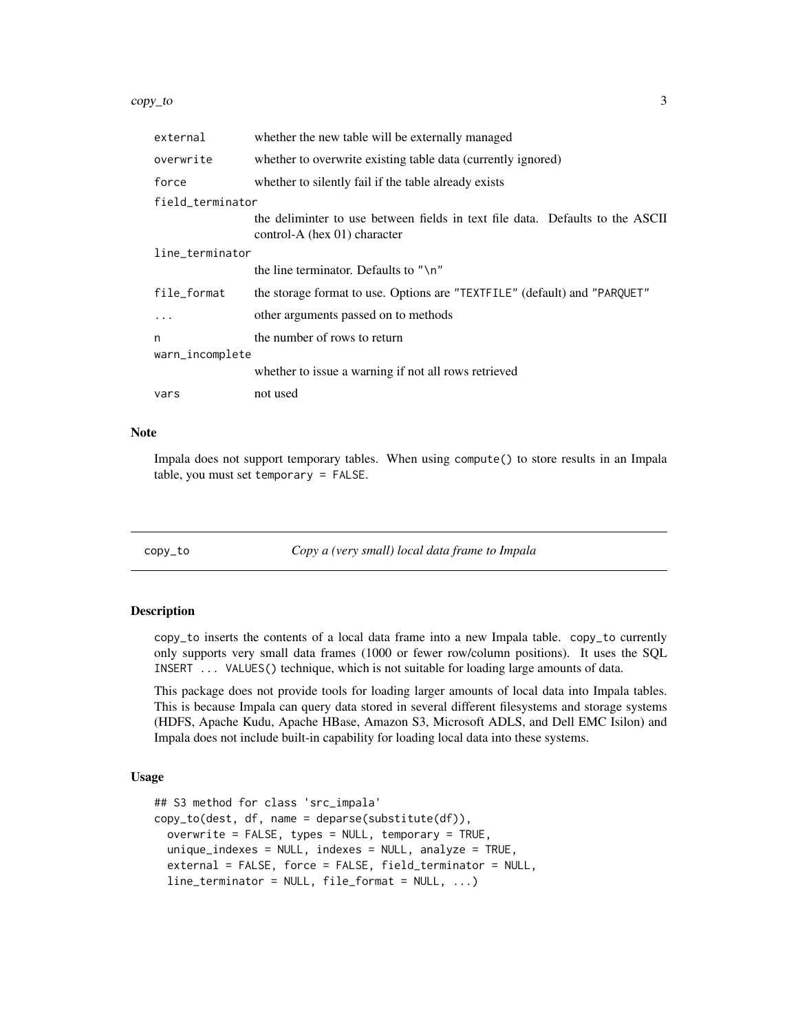| | |
|---|---|
| `external` | whether the new table will be externally managed |
| `overwrite` | whether to overwrite existing table data (currently ignored) |
| `force` | whether to silently fail if the table already exists |
| `field_terminator` | the deliminter to use between fields in text file data. Defaults to the ASCII control-A (hex 01) character |
| `line_terminator` | the line terminator. Defaults to `"\n"` |
| `file_format` | the storage format to use. Options are `"TEXTFILE"` (default) and `"PARQUET"` |
| `...` | other arguments passed on to methods |
| `n` | the number of rows to return |
| `warn_incomplete` | whether to issue a warning if not all rows retrieved |
| `vars` | not used |

### Note

Impala does not support temporary tables. When using `compute()` to store results in an Impala table, you must set `temporary = FALSE`.

---

## copy_to — *Copy a (very small) local data frame to Impala*

### Description

`copy_to` inserts the contents of a local data frame into a new Impala table. `copy_to` currently only supports very small data frames (1000 or fewer row/column positions). It uses the SQL `INSERT ... VALUES()` technique, which is not suitable for loading large amounts of data.

This package does not provide tools for loading larger amounts of local data into Impala tables. This is because Impala can query data stored in several different filesystems and storage systems (HDFS, Apache Kudu, Apache HBase, Amazon S3, Microsoft ADLS, and Dell EMC Isilon) and Impala does not include built-in capability for loading local data into these systems.

### Usage

```
## S3 method for class 'src_impala'
copy_to(dest, df, name = deparse(substitute(df)),
  overwrite = FALSE, types = NULL, temporary = TRUE,
  unique_indexes = NULL, indexes = NULL, analyze = TRUE,
  external = FALSE, force = FALSE, field_terminator = NULL,
  line_terminator = NULL, file_format = NULL, ...)
```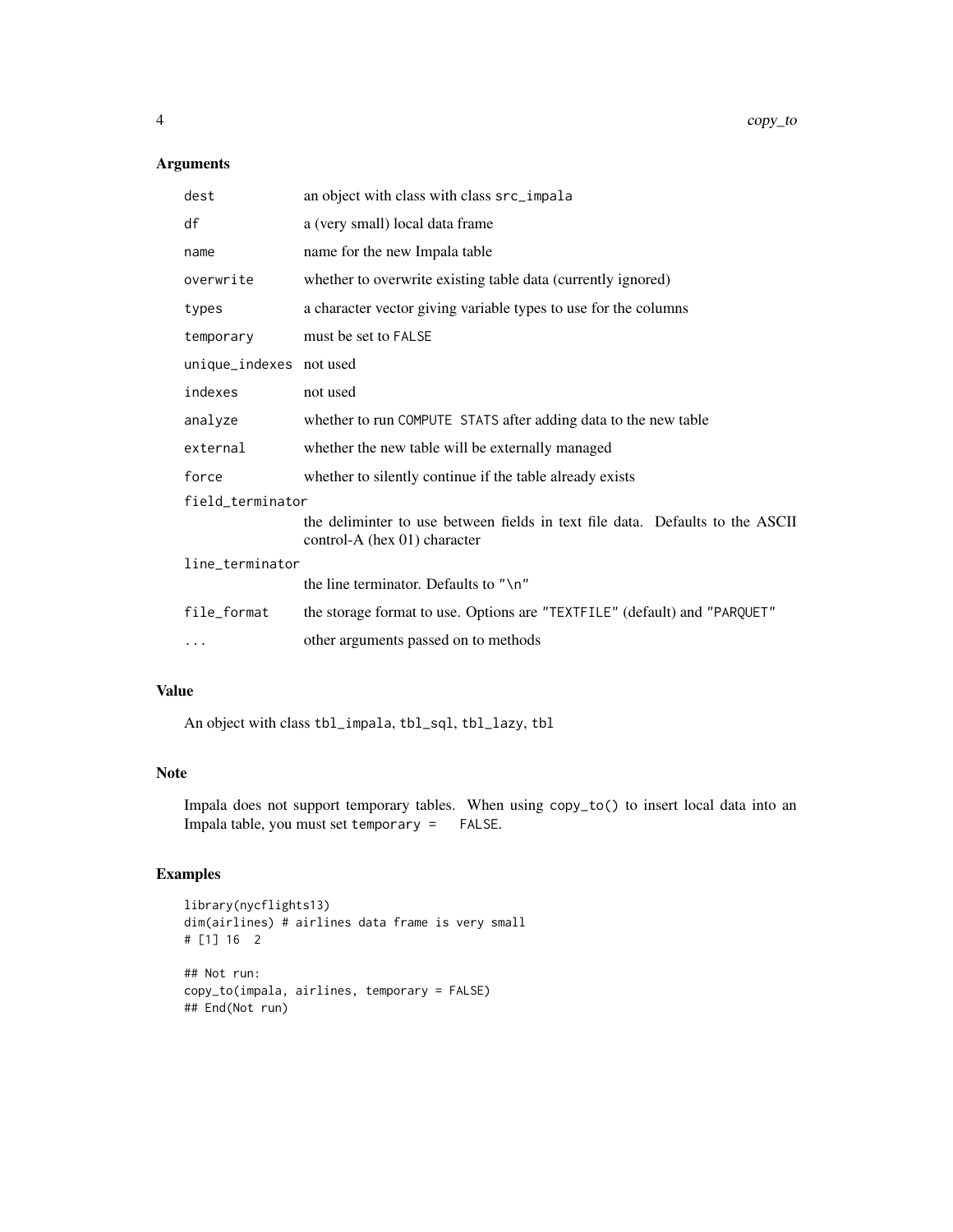### Arguments

| | |
|---|---|
| `dest` | an object with class with class `src_impala` |
| `df` | a (very small) local data frame |
| `name` | name for the new Impala table |
| `overwrite` | whether to overwrite existing table data (currently ignored) |
| `types` | a character vector giving variable types to use for the columns |
| `temporary` | must be set to `FALSE` |
| `unique_indexes` | not used |
| `indexes` | not used |
| `analyze` | whether to run `COMPUTE STATS` after adding data to the new table |
| `external` | whether the new table will be externally managed |
| `force` | whether to silently continue if the table already exists |
| `field_terminator` | the deliminter to use between fields in text file data. Defaults to the ASCII control-A (hex 01) character |
| `line_terminator` | the line terminator. Defaults to `"\n"` |
| `file_format` | the storage format to use. Options are `"TEXTFILE"` (default) and `"PARQUET"` |
| `...` | other arguments passed on to methods |

### Value

An object with class `tbl_impala`, `tbl_sql`, `tbl_lazy`, `tbl`

### Note

Impala does not support temporary tables. When using `copy_to()` to insert local data into an Impala table, you must set `temporary = FALSE`.

### Examples

```
library(nycflights13)
dim(airlines) # airlines data frame is very small
# [1] 16  2

## Not run:
copy_to(impala, airlines, temporary = FALSE)
## End(Not run)
```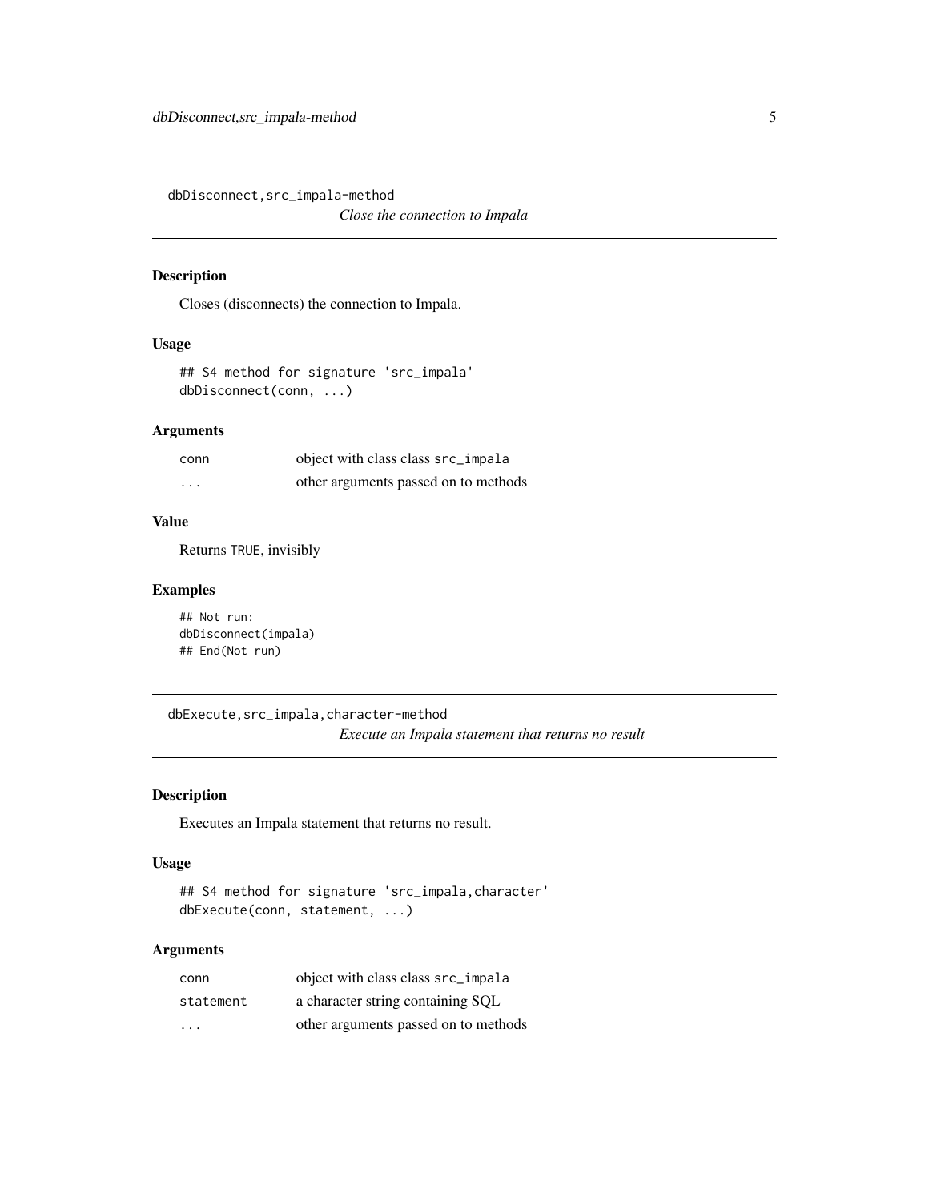## dbDisconnect,src_impala-method

*Close the connection to Impala*

### Description

Closes (disconnects) the connection to Impala.

### Usage

```
## S4 method for signature 'src_impala'
dbDisconnect(conn, ...)
```

### Arguments

| | |
|---|---|
| `conn` | object with class class `src_impala` |
| `...` | other arguments passed on to methods |

### Value

Returns `TRUE`, invisibly

### Examples

```
## Not run:
dbDisconnect(impala)
## End(Not run)
```

## dbExecute,src_impala,character-method

*Execute an Impala statement that returns no result*

### Description

Executes an Impala statement that returns no result.

### Usage

```
## S4 method for signature 'src_impala,character'
dbExecute(conn, statement, ...)
```

### Arguments

| | |
|---|---|
| `conn` | object with class class `src_impala` |
| `statement` | a character string containing SQL |
| `...` | other arguments passed on to methods |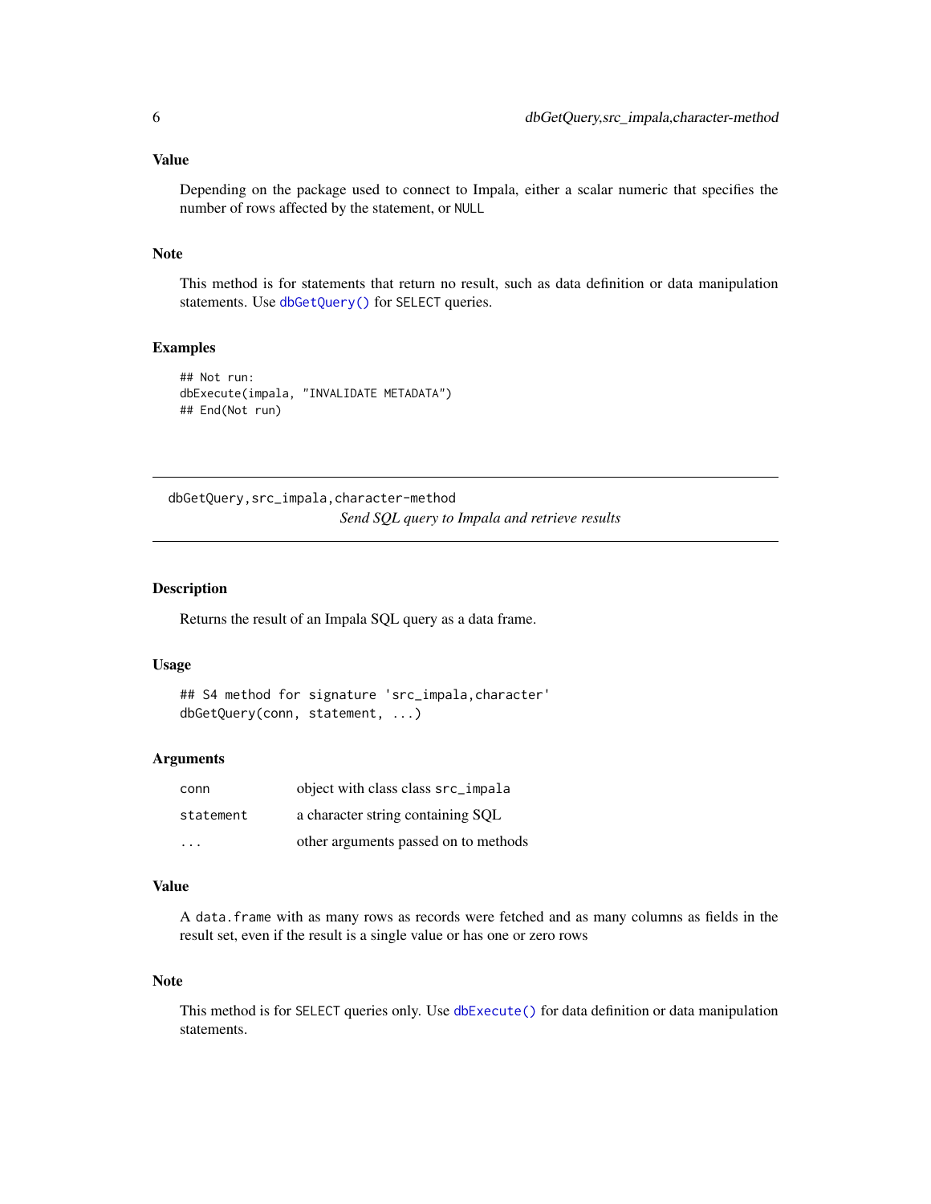### Value

Depending on the package used to connect to Impala, either a scalar numeric that specifies the number of rows affected by the statement, or NULL

### Note

This method is for statements that return no result, such as data definition or data manipulation statements. Use dbGetQuery() for SELECT queries.

### Examples

```
## Not run:
dbExecute(impala, "INVALIDATE METADATA")
## End(Not run)
```

---

## dbGetQuery,src_impala,character-method

*Send SQL query to Impala and retrieve results*

---

### Description

Returns the result of an Impala SQL query as a data frame.

### Usage

```
## S4 method for signature 'src_impala,character'
dbGetQuery(conn, statement, ...)
```

### Arguments

| | |
|---|---|
| conn | object with class class src_impala |
| statement | a character string containing SQL |
| ... | other arguments passed on to methods |

### Value

A data.frame with as many rows as records were fetched and as many columns as fields in the result set, even if the result is a single value or has one or zero rows

### Note

This method is for SELECT queries only. Use dbExecute() for data definition or data manipulation statements.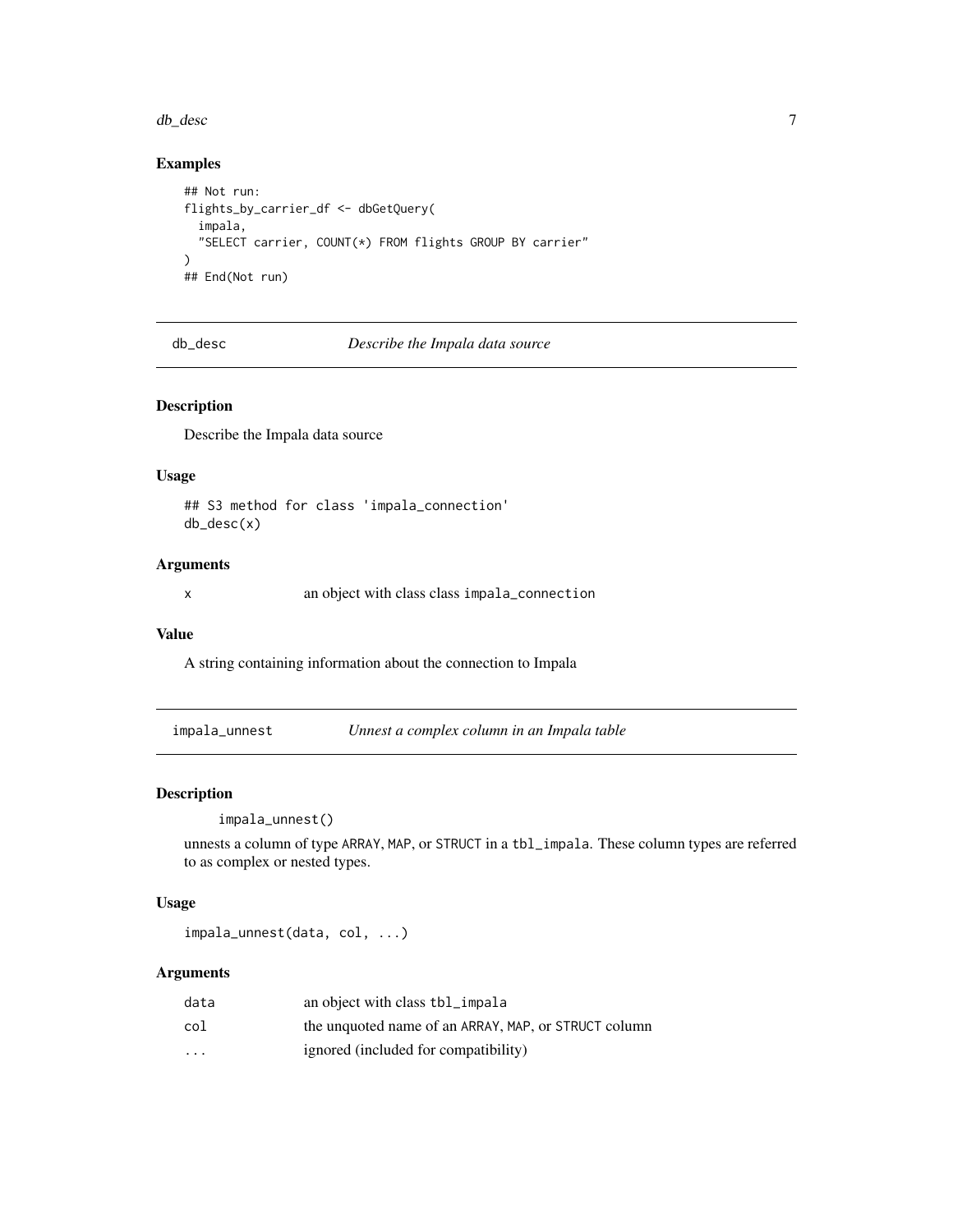### Examples

```
## Not run:
flights_by_carrier_df <- dbGetQuery(
  impala,
  "SELECT carrier, COUNT(*) FROM flights GROUP BY carrier"
)
## End(Not run)
```

---

## db_desc — *Describe the Impala data source*

### Description

Describe the Impala data source

### Usage

```
## S3 method for class 'impala_connection'
db_desc(x)
```

### Arguments

| | |
|---|---|
| x | an object with class class impala_connection |

### Value

A string containing information about the connection to Impala

---

## impala_unnest — *Unnest a complex column in an Impala table*

### Description

```
impala_unnest()
```

unnests a column of type ARRAY, MAP, or STRUCT in a tbl_impala. These column types are referred to as complex or nested types.

### Usage

```
impala_unnest(data, col, ...)
```

### Arguments

| | |
|---|---|
| data | an object with class tbl_impala |
| col | the unquoted name of an ARRAY, MAP, or STRUCT column |
| ... | ignored (included for compatibility) |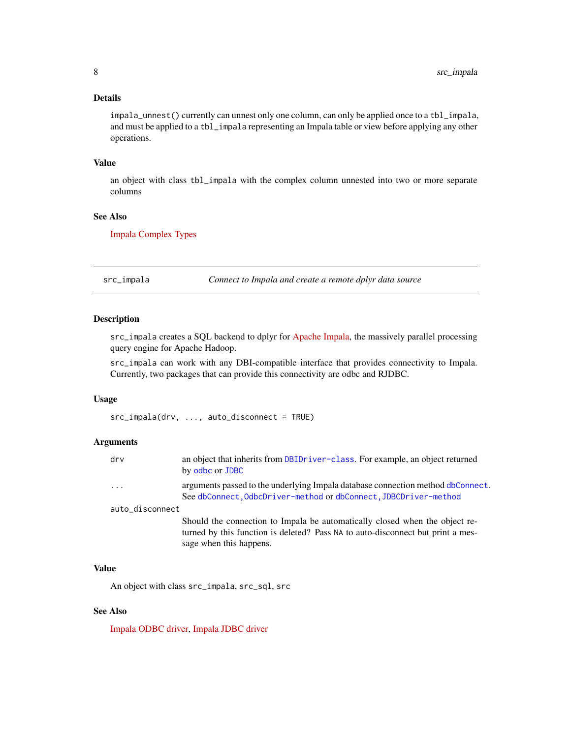### Details

`impala_unnest()` currently can unnest only one column, can only be applied once to a `tbl_impala`, and must be applied to a `tbl_impala` representing an Impala table or view before applying any other operations.

### Value

an object with class `tbl_impala` with the complex column unnested into two or more separate columns

### See Also

Impala Complex Types

---

## src_impala — *Connect to Impala and create a remote dplyr data source*

---

### Description

`src_impala` creates a SQL backend to dplyr for Apache Impala, the massively parallel processing query engine for Apache Hadoop.

`src_impala` can work with any DBI-compatible interface that provides connectivity to Impala. Currently, two packages that can provide this connectivity are odbc and RJDBC.

### Usage

```
src_impala(drv, ..., auto_disconnect = TRUE)
```

### Arguments

| | |
|---|---|
| `drv` | an object that inherits from `DBIDriver-class`. For example, an object returned by `odbc` or `JDBC` |
| `...` | arguments passed to the underlying Impala database connection method `dbConnect`. See `dbConnect,OdbcDriver-method` or `dbConnect,JDBCDriver-method` |
| `auto_disconnect` | Should the connection to Impala be automatically closed when the object returned by this function is deleted? Pass `NA` to auto-disconnect but print a message when this happens. |

### Value

An object with class `src_impala`, `src_sql`, `src`

### See Also

Impala ODBC driver, Impala JDBC driver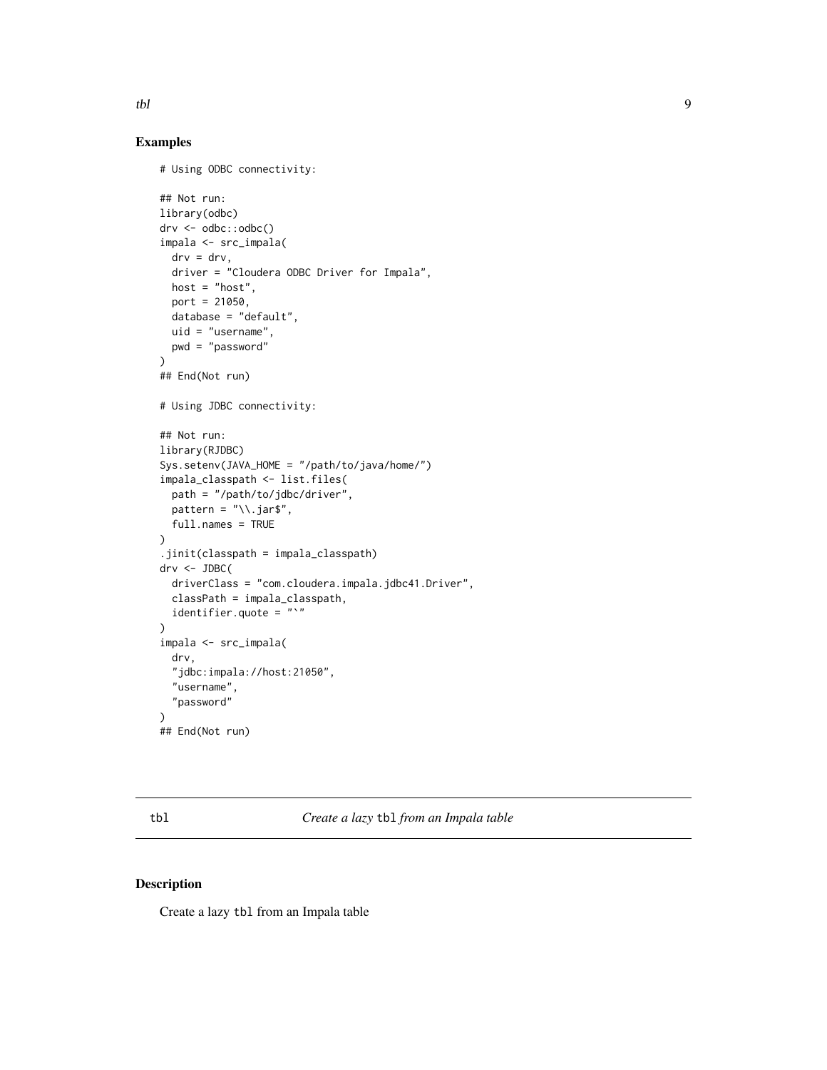## Examples

```
# Using ODBC connectivity:

## Not run:
library(odbc)
drv <- odbc::odbc()
impala <- src_impala(
  drv = drv,
  driver = "Cloudera ODBC Driver for Impala",
  host = "host",
  port = 21050,
  database = "default",
  uid = "username",
  pwd = "password"
)
## End(Not run)

# Using JDBC connectivity:

## Not run:
library(RJDBC)
Sys.setenv(JAVA_HOME = "/path/to/java/home/")
impala_classpath <- list.files(
  path = "/path/to/jdbc/driver",
  pattern = "\\.jar$",
  full.names = TRUE
)
.jinit(classpath = impala_classpath)
drv <- JDBC(
  driverClass = "com.cloudera.impala.jdbc41.Driver",
  classPath = impala_classpath,
  identifier.quote = "`"
)
impala <- src_impala(
  drv,
  "jdbc:impala://host:21050",
  "username",
  "password"
)
## End(Not run)
```

---

# tbl — *Create a lazy* `tbl` *from an Impala table*

## Description

Create a lazy `tbl` from an Impala table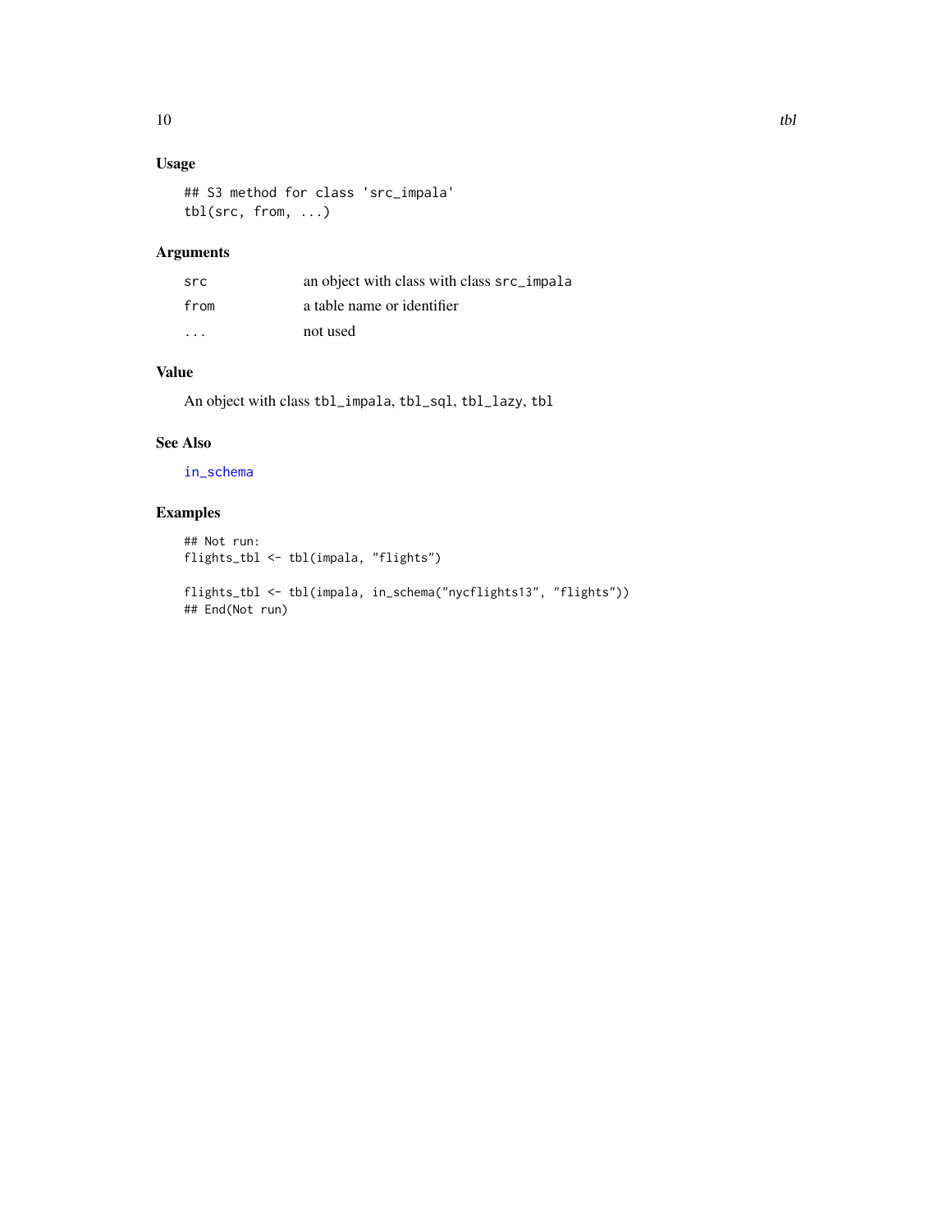### Usage

```
## S3 method for class 'src_impala'
tbl(src, from, ...)
```

### Arguments

| | |
|---|---|
| `src` | an object with class with class `src_impala` |
| `from` | a table name or identifier |
| `...` | not used |

### Value

An object with class `tbl_impala`, `tbl_sql`, `tbl_lazy`, `tbl`

### See Also

`in_schema`

### Examples

```
## Not run:
flights_tbl <- tbl(impala, "flights")

flights_tbl <- tbl(impala, in_schema("nycflights13", "flights"))
## End(Not run)
```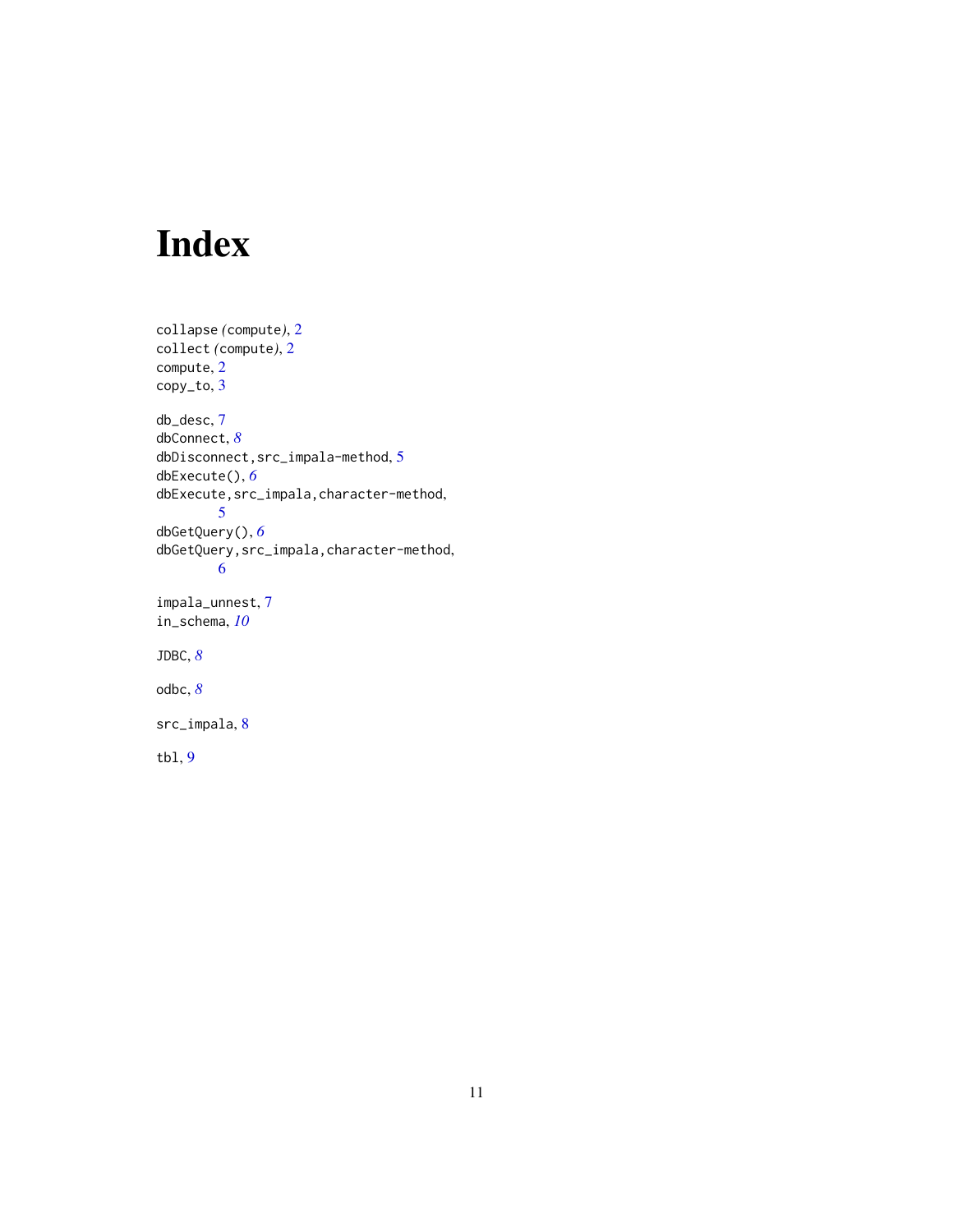# Index

collapse (compute), 2
collect (compute), 2
compute, 2
copy_to, 3

db_desc, 7
dbConnect, *8*
dbDisconnect,src_impala-method, 5
dbExecute(), *6*
dbExecute,src_impala,character-method, 5
dbGetQuery(), *6*
dbGetQuery,src_impala,character-method, 6

impala_unnest, 7
in_schema, *10*

JDBC, *8*

odbc, *8*

src_impala, 8

tbl, 9